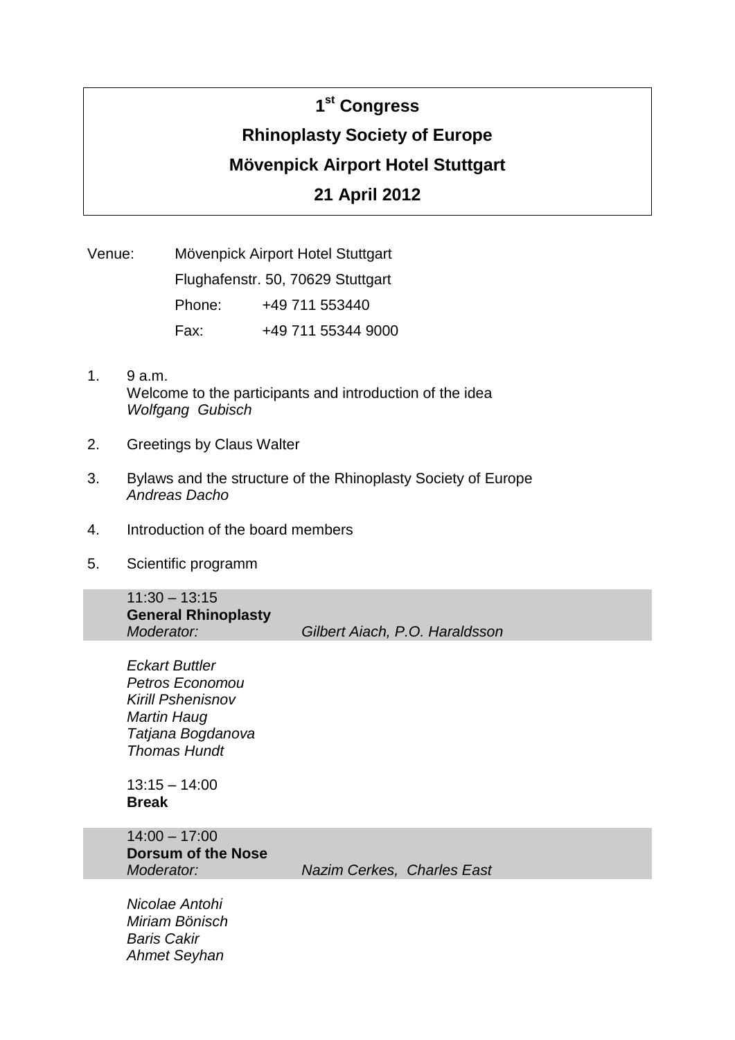# 1st Congress

# Rhinoplasty Society of Europe

# Mövenpick Airport Hotel Stuttgart

# 21 April 2012

Venue: Mövenpick Airport Hotel Stuttgart
Flughafenstr. 50, 70629 Stuttgart
Phone: +49 711 553440
Fax: +49 711 55344 9000

1. 9 a.m.
   Welcome to the participants and introduction of the idea
   *Wolfgang Gubisch*

2. Greetings by Claus Walter

3. Bylaws and the structure of the Rhinoplasty Society of Europe
   *Andreas Dacho*

4. Introduction of the board members

5. Scientific programm

11:30 – 13:15
**General Rhinoplasty**
*Moderator:* *Gilbert Aiach, P.O. Haraldsson*

*Eckart Buttler*
*Petros Economou*
*Kirill Pshenisnov*
*Martin Haug*
*Tatjana Bogdanova*
*Thomas Hundt*

13:15 – 14:00
**Break**

14:00 – 17:00
**Dorsum of the Nose**
*Moderator:* *Nazim Cerkes, Charles East*

*Nicolae Antohi*
*Miriam Bönisch*
*Baris Cakir*
*Ahmet Seyhan*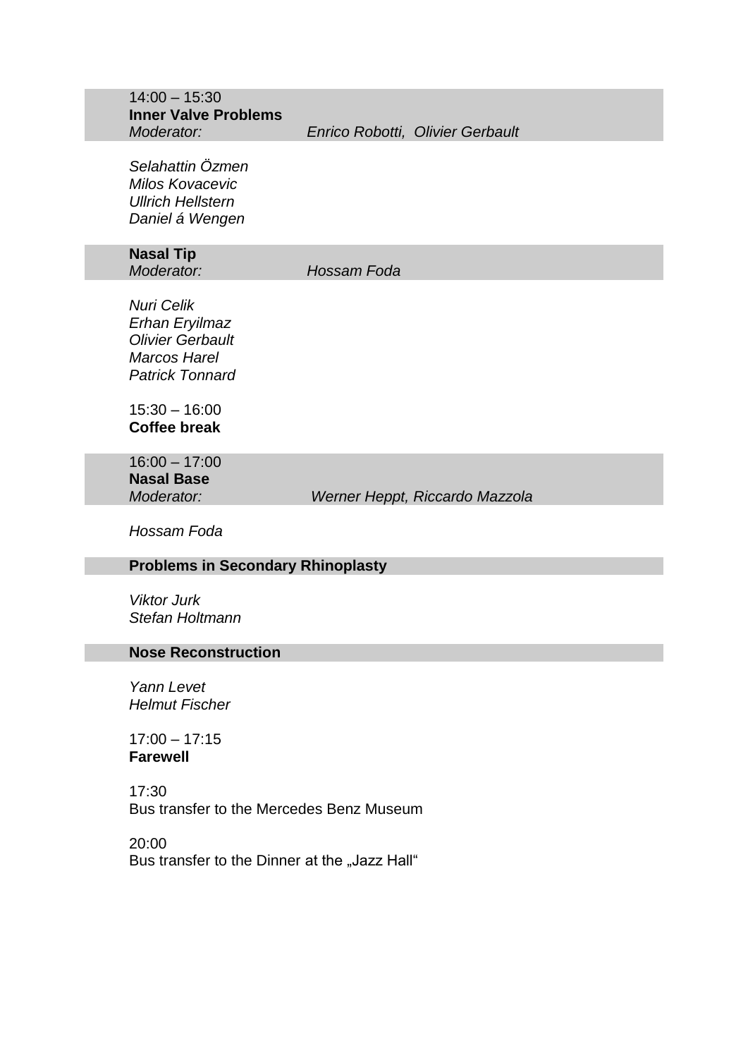14:00 – 15:30
**Inner Valve Problems**
*Moderator:* *Enrico Robotti, Olivier Gerbault*

*Selahattin Özmen*
*Milos Kovacevic*
*Ullrich Hellstern*
*Daniel á Wengen*

**Nasal Tip**
*Moderator:* *Hossam Foda*

*Nuri Celik*
*Erhan Eryilmaz*
*Olivier Gerbault*
*Marcos Harel*
*Patrick Tonnard*

15:30 – 16:00
**Coffee break**

16:00 – 17:00
**Nasal Base**
*Moderator:* *Werner Heppt, Riccardo Mazzola*

*Hossam Foda*

**Problems in Secondary Rhinoplasty**

*Viktor Jurk*
*Stefan Holtmann*

**Nose Reconstruction**

*Yann Levet*
*Helmut Fischer*

17:00 – 17:15
**Farewell**

17:30
Bus transfer to the Mercedes Benz Museum

20:00
Bus transfer to the Dinner at the „Jazz Hall"